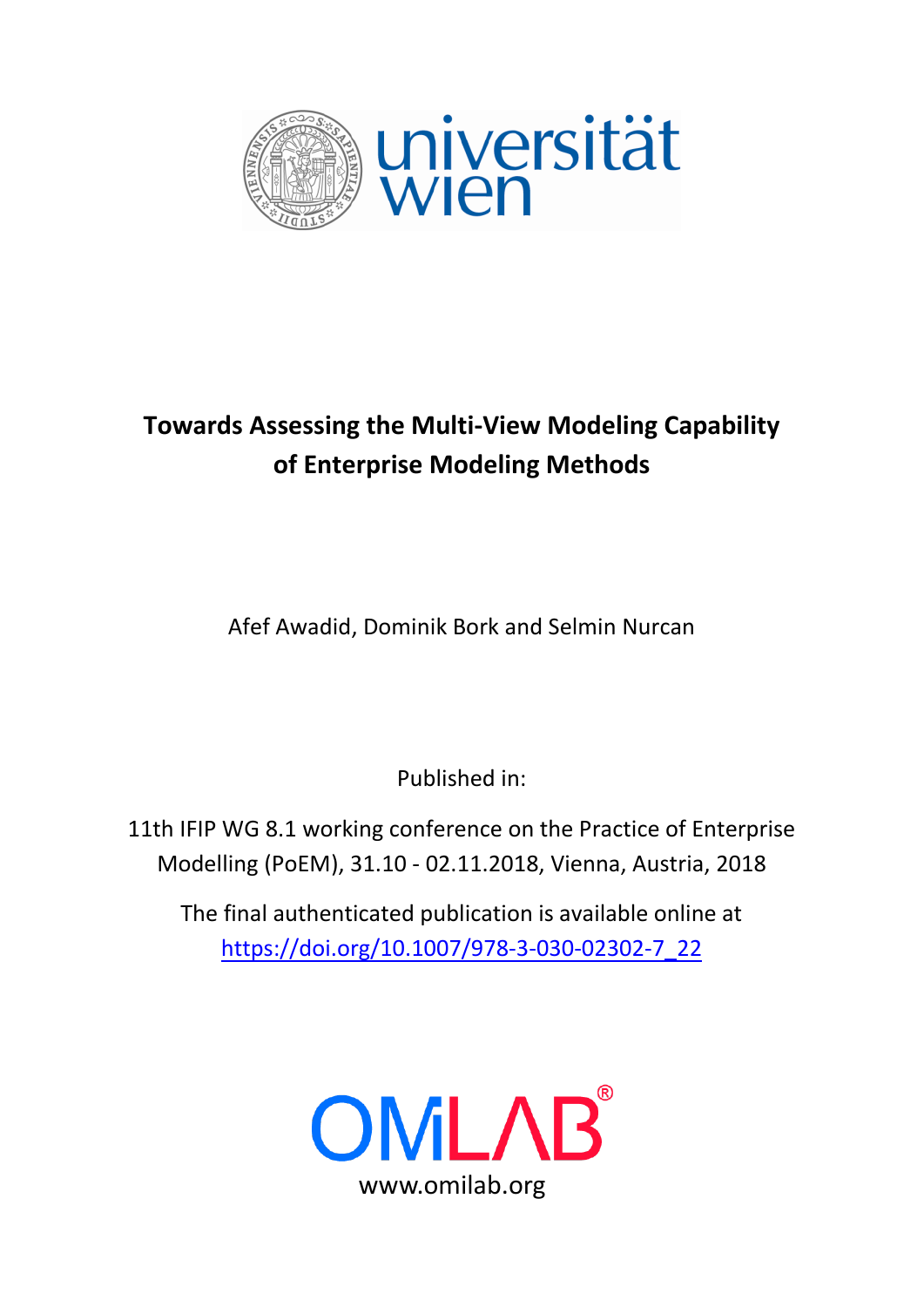# Towards Assessing the Multi-View Modeling Capability of Enterprise Modeling Methods

Afef Awadid, Dominik Bork and Selmin Nurcan

Published in:

11th IFIP WG 8.1 working conference on the Practice of Enterprise Modelling (PoEM), 31.10 - 02.11.2018, Vienna, Austria, 2018

The final authenticated publication is available online at https://doi.org/10.1007/978-3-030-02302-7_22

www.omilab.org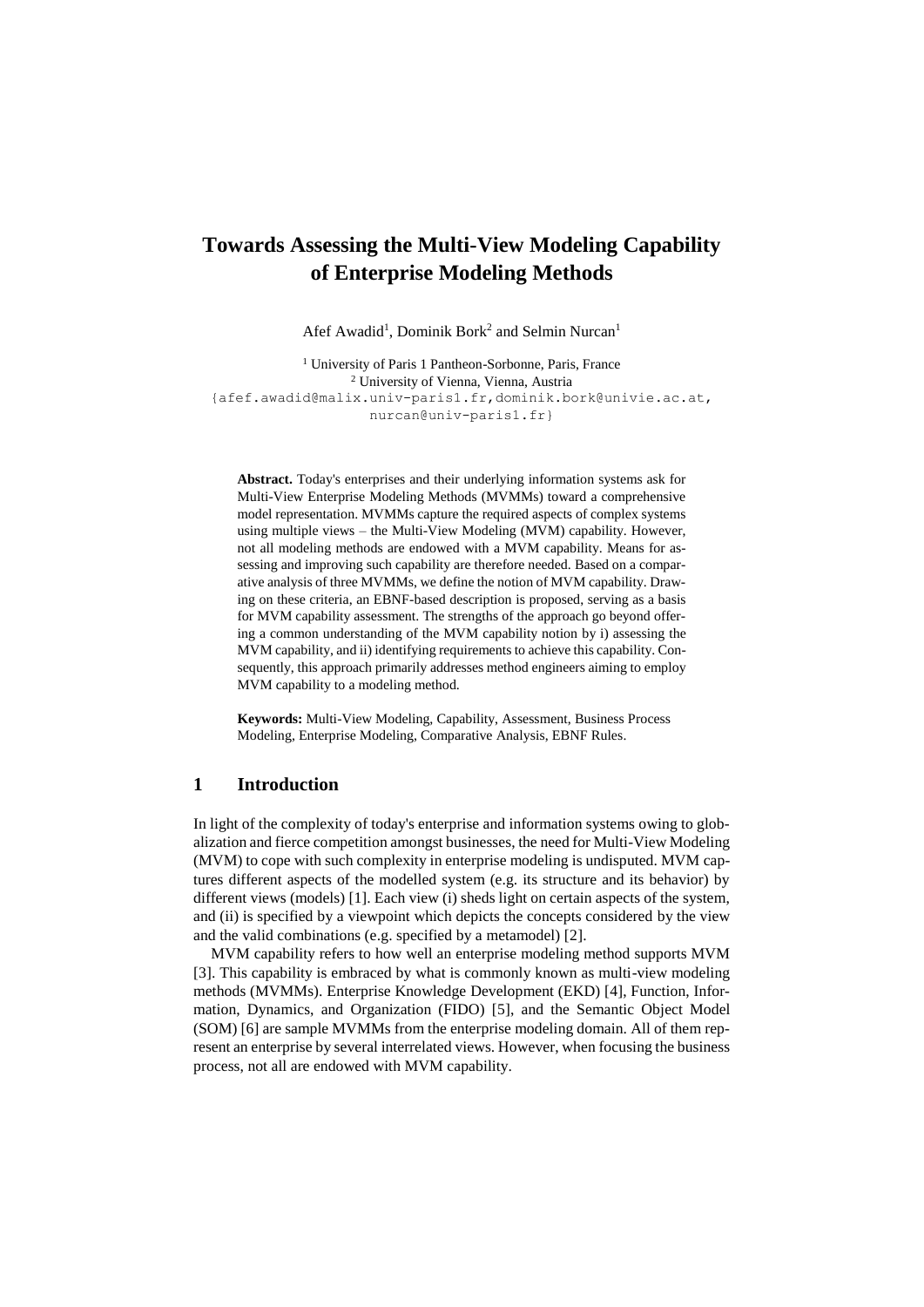# Towards Assessing the Multi-View Modeling Capability of Enterprise Modeling Methods

Afef Awadid[1], Dominik Bork[2] and Selmin Nurcan[1]

[1] University of Paris 1 Pantheon-Sorbonne, Paris, France
[2] University of Vienna, Vienna, Austria
{afef.awadid@malix.univ-paris1.fr, dominik.bork@univie.ac.at, nurcan@univ-paris1.fr}

**Abstract.** Today's enterprises and their underlying information systems ask for Multi-View Enterprise Modeling Methods (MVMMs) toward a comprehensive model representation. MVMMs capture the required aspects of complex systems using multiple views – the Multi-View Modeling (MVM) capability. However, not all modeling methods are endowed with a MVM capability. Means for assessing and improving such capability are therefore needed. Based on a comparative analysis of three MVMMs, we define the notion of MVM capability. Drawing on these criteria, an EBNF-based description is proposed, serving as a basis for MVM capability assessment. The strengths of the approach go beyond offering a common understanding of the MVM capability notion by i) assessing the MVM capability, and ii) identifying requirements to achieve this capability. Consequently, this approach primarily addresses method engineers aiming to employ MVM capability to a modeling method.

**Keywords:** Multi-View Modeling, Capability, Assessment, Business Process Modeling, Enterprise Modeling, Comparative Analysis, EBNF Rules.

## 1 Introduction

In light of the complexity of today's enterprise and information systems owing to globalization and fierce competition amongst businesses, the need for Multi-View Modeling (MVM) to cope with such complexity in enterprise modeling is undisputed. MVM captures different aspects of the modelled system (e.g. its structure and its behavior) by different views (models) [1]. Each view (i) sheds light on certain aspects of the system, and (ii) is specified by a viewpoint which depicts the concepts considered by the view and the valid combinations (e.g. specified by a metamodel) [2].

MVM capability refers to how well an enterprise modeling method supports MVM [3]. This capability is embraced by what is commonly known as multi-view modeling methods (MVMMs). Enterprise Knowledge Development (EKD) [4], Function, Information, Dynamics, and Organization (FIDO) [5], and the Semantic Object Model (SOM) [6] are sample MVMMs from the enterprise modeling domain. All of them represent an enterprise by several interrelated views. However, when focusing the business process, not all are endowed with MVM capability.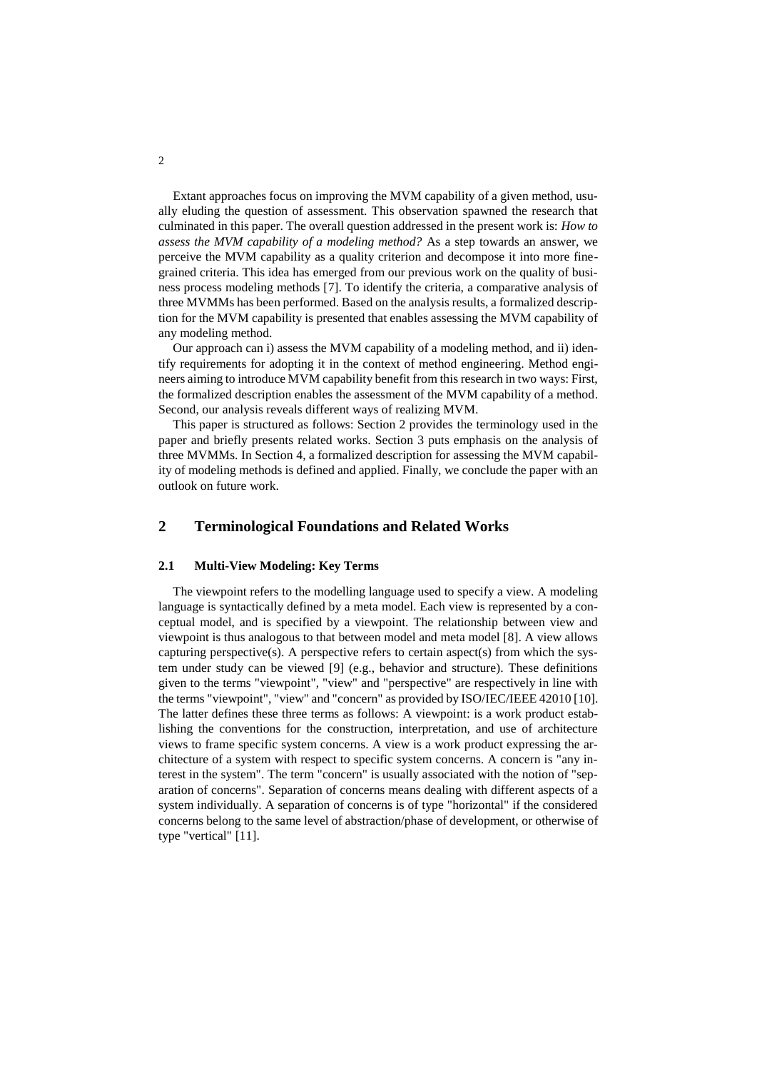Extant approaches focus on improving the MVM capability of a given method, usually eluding the question of assessment. This observation spawned the research that culminated in this paper. The overall question addressed in the present work is: *How to assess the MVM capability of a modeling method?* As a step towards an answer, we perceive the MVM capability as a quality criterion and decompose it into more fine-grained criteria. This idea has emerged from our previous work on the quality of business process modeling methods [7]. To identify the criteria, a comparative analysis of three MVMMs has been performed. Based on the analysis results, a formalized description for the MVM capability is presented that enables assessing the MVM capability of any modeling method.

Our approach can i) assess the MVM capability of a modeling method, and ii) identify requirements for adopting it in the context of method engineering. Method engineers aiming to introduce MVM capability benefit from this research in two ways: First, the formalized description enables the assessment of the MVM capability of a method. Second, our analysis reveals different ways of realizing MVM.

This paper is structured as follows: Section 2 provides the terminology used in the paper and briefly presents related works. Section 3 puts emphasis on the analysis of three MVMMs. In Section 4, a formalized description for assessing the MVM capability of modeling methods is defined and applied. Finally, we conclude the paper with an outlook on future work.

## 2 Terminological Foundations and Related Works

### 2.1 Multi-View Modeling: Key Terms

The viewpoint refers to the modelling language used to specify a view. A modeling language is syntactically defined by a meta model. Each view is represented by a conceptual model, and is specified by a viewpoint. The relationship between view and viewpoint is thus analogous to that between model and meta model [8]. A view allows capturing perspective(s). A perspective refers to certain aspect(s) from which the system under study can be viewed [9] (e.g., behavior and structure). These definitions given to the terms "viewpoint", "view" and "perspective" are respectively in line with the terms "viewpoint", "view" and "concern" as provided by ISO/IEC/IEEE 42010 [10]. The latter defines these three terms as follows: A viewpoint: is a work product establishing the conventions for the construction, interpretation, and use of architecture views to frame specific system concerns. A view is a work product expressing the architecture of a system with respect to specific system concerns. A concern is "any interest in the system". The term "concern" is usually associated with the notion of "separation of concerns". Separation of concerns means dealing with different aspects of a system individually. A separation of concerns is of type "horizontal" if the considered concerns belong to the same level of abstraction/phase of development, or otherwise of type "vertical" [11].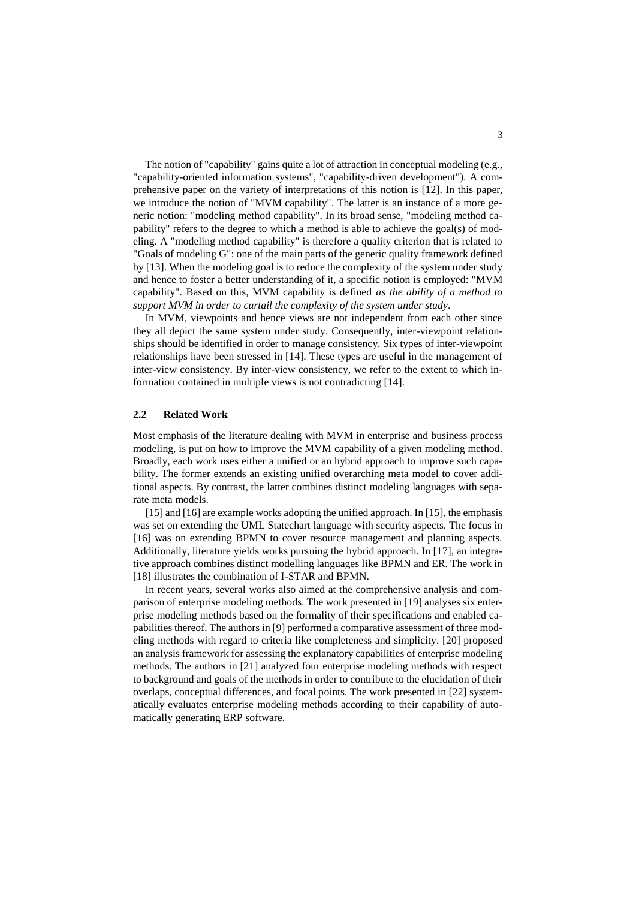The notion of "capability" gains quite a lot of attraction in conceptual modeling (e.g., "capability-oriented information systems", "capability-driven development"). A comprehensive paper on the variety of interpretations of this notion is [12]. In this paper, we introduce the notion of "MVM capability". The latter is an instance of a more generic notion: "modeling method capability". In its broad sense, "modeling method capability" refers to the degree to which a method is able to achieve the goal(s) of modeling. A "modeling method capability" is therefore a quality criterion that is related to "Goals of modeling G": one of the main parts of the generic quality framework defined by [13]. When the modeling goal is to reduce the complexity of the system under study and hence to foster a better understanding of it, a specific notion is employed: "MVM capability". Based on this, MVM capability is defined *as the ability of a method to support MVM in order to curtail the complexity of the system under study*.

In MVM, viewpoints and hence views are not independent from each other since they all depict the same system under study. Consequently, inter-viewpoint relationships should be identified in order to manage consistency. Six types of inter-viewpoint relationships have been stressed in [14]. These types are useful in the management of inter-view consistency. By inter-view consistency, we refer to the extent to which information contained in multiple views is not contradicting [14].

### 2.2 Related Work

Most emphasis of the literature dealing with MVM in enterprise and business process modeling, is put on how to improve the MVM capability of a given modeling method. Broadly, each work uses either a unified or an hybrid approach to improve such capability. The former extends an existing unified overarching meta model to cover additional aspects. By contrast, the latter combines distinct modeling languages with separate meta models.

[15] and [16] are example works adopting the unified approach. In [15], the emphasis was set on extending the UML Statechart language with security aspects. The focus in [16] was on extending BPMN to cover resource management and planning aspects. Additionally, literature yields works pursuing the hybrid approach. In [17], an integrative approach combines distinct modelling languages like BPMN and ER. The work in [18] illustrates the combination of I-STAR and BPMN.

In recent years, several works also aimed at the comprehensive analysis and comparison of enterprise modeling methods. The work presented in [19] analyses six enterprise modeling methods based on the formality of their specifications and enabled capabilities thereof. The authors in [9] performed a comparative assessment of three modeling methods with regard to criteria like completeness and simplicity. [20] proposed an analysis framework for assessing the explanatory capabilities of enterprise modeling methods. The authors in [21] analyzed four enterprise modeling methods with respect to background and goals of the methods in order to contribute to the elucidation of their overlaps, conceptual differences, and focal points. The work presented in [22] systematically evaluates enterprise modeling methods according to their capability of automatically generating ERP software.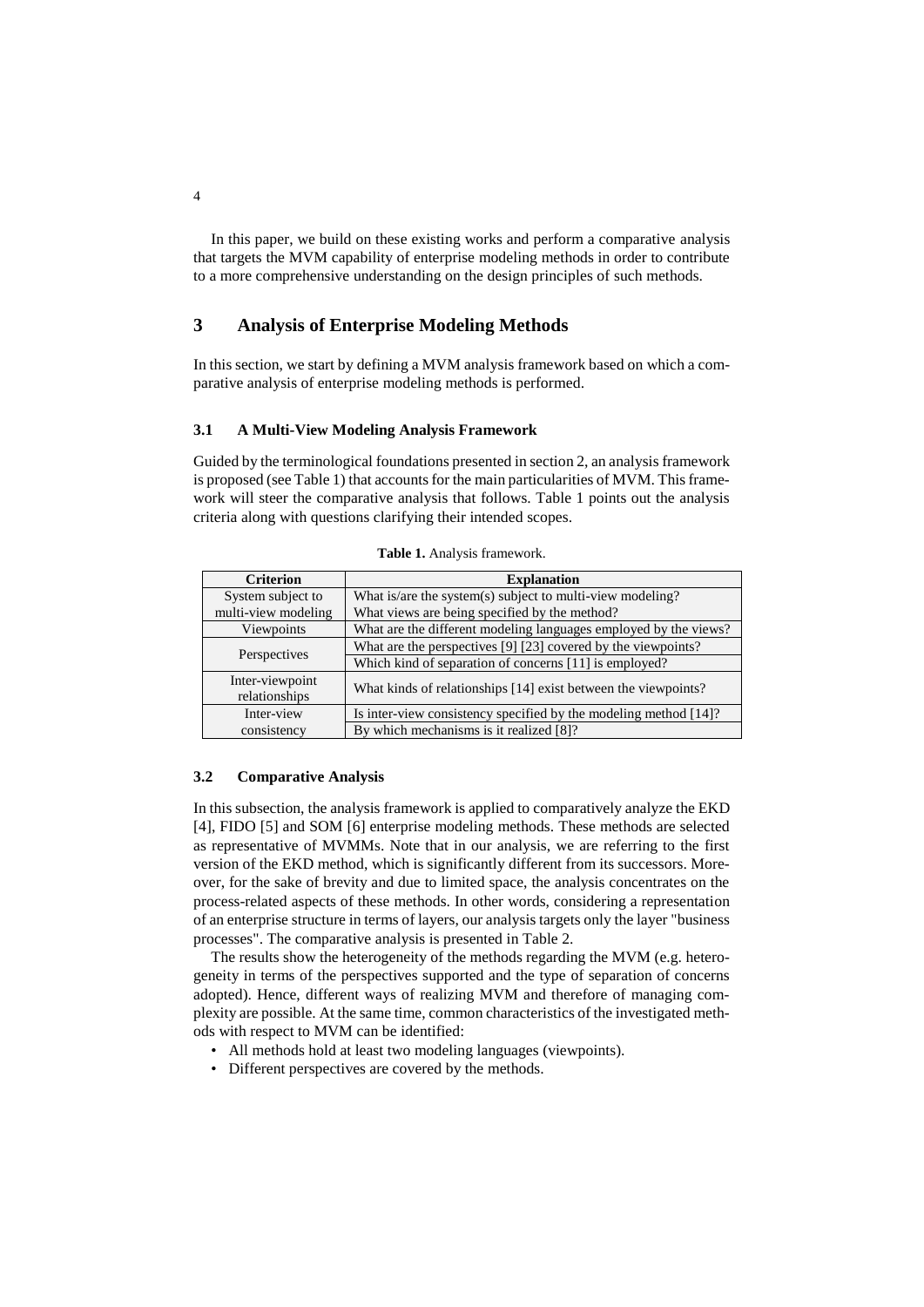In this paper, we build on these existing works and perform a comparative analysis that targets the MVM capability of enterprise modeling methods in order to contribute to a more comprehensive understanding on the design principles of such methods.

# 3 Analysis of Enterprise Modeling Methods

In this section, we start by defining a MVM analysis framework based on which a comparative analysis of enterprise modeling methods is performed.

## 3.1 A Multi-View Modeling Analysis Framework

Guided by the terminological foundations presented in section 2, an analysis framework is proposed (see Table 1) that accounts for the main particularities of MVM. This framework will steer the comparative analysis that follows. Table 1 points out the analysis criteria along with questions clarifying their intended scopes.

**Table 1.** Analysis framework.

| Criterion | Explanation |
|---|---|
| System subject to multi-view modeling | What is/are the system(s) subject to multi-view modeling? What views are being specified by the method? |
| Viewpoints | What are the different modeling languages employed by the views? |
| Perspectives | What are the perspectives [9] [23] covered by the viewpoints? |
| | Which kind of separation of concerns [11] is employed? |
| Inter-viewpoint relationships | What kinds of relationships [14] exist between the viewpoints? |
| Inter-view consistency | Is inter-view consistency specified by the modeling method [14]? |
| | By which mechanisms is it realized [8]? |

## 3.2 Comparative Analysis

In this subsection, the analysis framework is applied to comparatively analyze the EKD [4], FIDO [5] and SOM [6] enterprise modeling methods. These methods are selected as representative of MVMMs. Note that in our analysis, we are referring to the first version of the EKD method, which is significantly different from its successors. Moreover, for the sake of brevity and due to limited space, the analysis concentrates on the process-related aspects of these methods. In other words, considering a representation of an enterprise structure in terms of layers, our analysis targets only the layer "business processes". The comparative analysis is presented in Table 2.

The results show the heterogeneity of the methods regarding the MVM (e.g. heterogeneity in terms of the perspectives supported and the type of separation of concerns adopted). Hence, different ways of realizing MVM and therefore of managing complexity are possible. At the same time, common characteristics of the investigated methods with respect to MVM can be identified:

- All methods hold at least two modeling languages (viewpoints).
- Different perspectives are covered by the methods.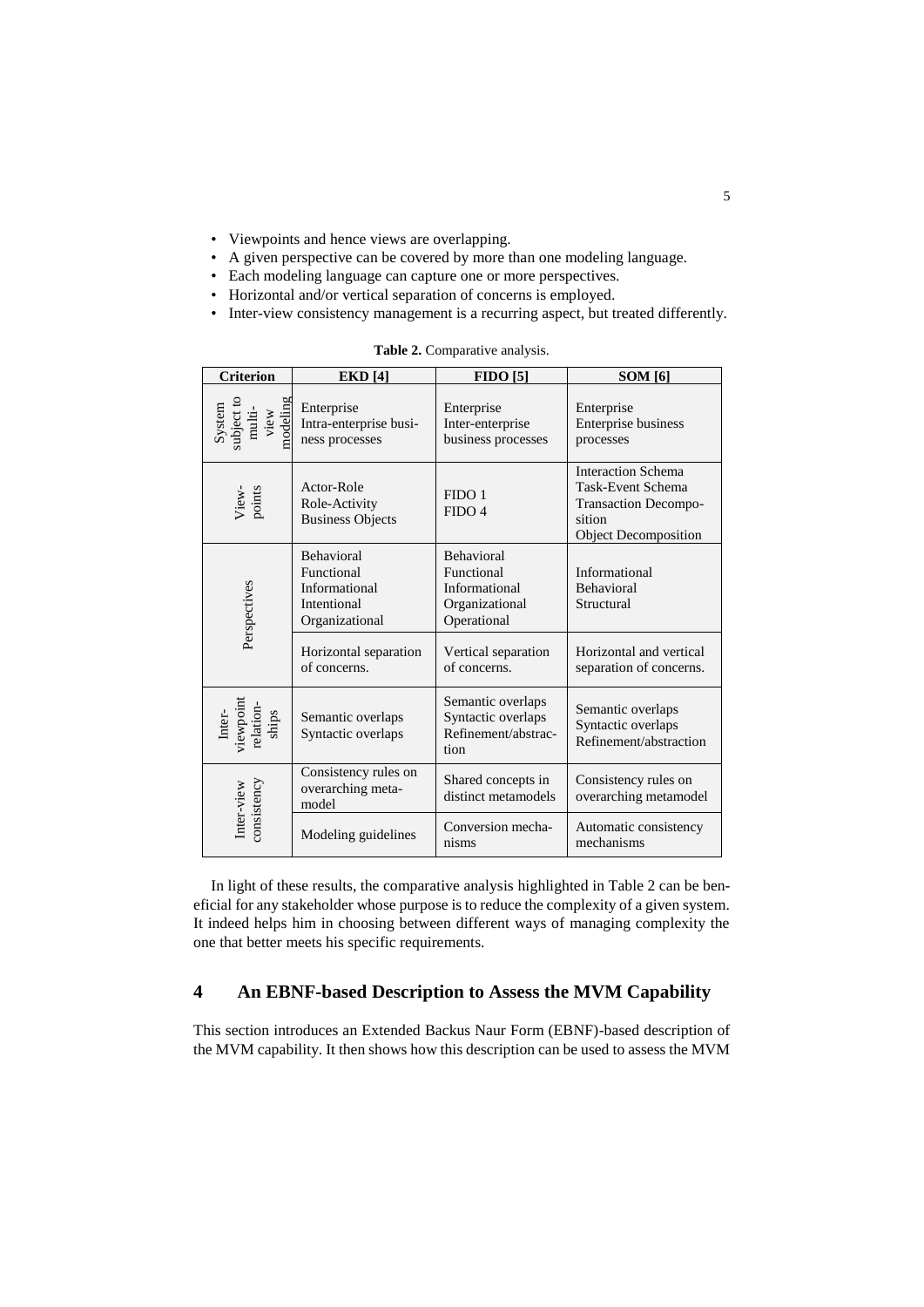- Viewpoints and hence views are overlapping.
- A given perspective can be covered by more than one modeling language.
- Each modeling language can capture one or more perspectives.
- Horizontal and/or vertical separation of concerns is employed.
- Inter-view consistency management is a recurring aspect, but treated differently.

**Table 2.** Comparative analysis.

| Criterion | EKD [4] | FIDO [5] | SOM [6] |
|---|---|---|---|
| System subject to multi-view modeling | Enterprise<br>Intra-enterprise business processes | Enterprise<br>Inter-enterprise business processes | Enterprise<br>Enterprise business processes |
| View-points | Actor-Role<br>Role-Activity<br>Business Objects | FIDO 1<br>FIDO 4 | Interaction Schema<br>Task-Event Schema<br>Transaction Decomposition<br>Object Decomposition |
| Perspectives | Behavioral<br>Functional<br>Informational<br>Intentional<br>Organizational | Behavioral<br>Functional<br>Informational<br>Organizational<br>Operational | Informational<br>Behavioral<br>Structural |
| | Horizontal separation of concerns. | Vertical separation of concerns. | Horizontal and vertical separation of concerns. |
| Inter-viewpoint relation-ships | Semantic overlaps<br>Syntactic overlaps | Semantic overlaps<br>Syntactic overlaps<br>Refinement/abstraction | Semantic overlaps<br>Syntactic overlaps<br>Refinement/abstraction |
| Inter-view consistency | Consistency rules on overarching meta-model | Shared concepts in distinct metamodels | Consistency rules on overarching metamodel |
| | Modeling guidelines | Conversion mechanisms | Automatic consistency mechanisms |

In light of these results, the comparative analysis highlighted in Table 2 can be beneficial for any stakeholder whose purpose is to reduce the complexity of a given system. It indeed helps him in choosing between different ways of managing complexity the one that better meets his specific requirements.

## 4 An EBNF-based Description to Assess the MVM Capability

This section introduces an Extended Backus Naur Form (EBNF)-based description of the MVM capability. It then shows how this description can be used to assess the MVM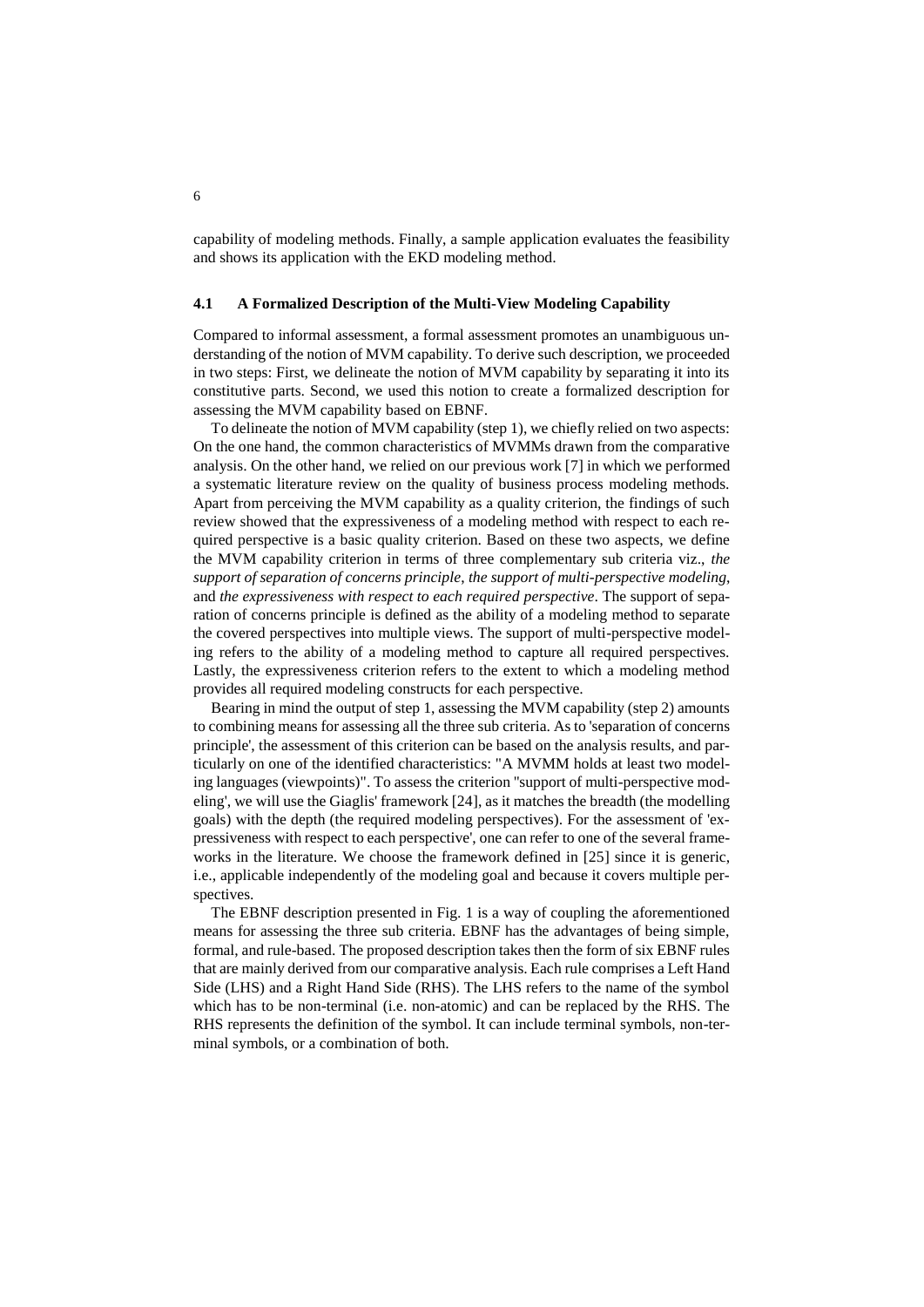capability of modeling methods. Finally, a sample application evaluates the feasibility and shows its application with the EKD modeling method.

### 4.1 A Formalized Description of the Multi-View Modeling Capability

Compared to informal assessment, a formal assessment promotes an unambiguous understanding of the notion of MVM capability. To derive such description, we proceeded in two steps: First, we delineate the notion of MVM capability by separating it into its constitutive parts. Second, we used this notion to create a formalized description for assessing the MVM capability based on EBNF.

To delineate the notion of MVM capability (step 1), we chiefly relied on two aspects: On the one hand, the common characteristics of MVMMs drawn from the comparative analysis. On the other hand, we relied on our previous work [7] in which we performed a systematic literature review on the quality of business process modeling methods. Apart from perceiving the MVM capability as a quality criterion, the findings of such review showed that the expressiveness of a modeling method with respect to each required perspective is a basic quality criterion. Based on these two aspects, we define the MVM capability criterion in terms of three complementary sub criteria viz., *the support of separation of concerns principle, the support of multi-perspective modeling*, and *the expressiveness with respect to each required perspective*. The support of separation of concerns principle is defined as the ability of a modeling method to separate the covered perspectives into multiple views. The support of multi-perspective modeling refers to the ability of a modeling method to capture all required perspectives. Lastly, the expressiveness criterion refers to the extent to which a modeling method provides all required modeling constructs for each perspective.

Bearing in mind the output of step 1, assessing the MVM capability (step 2) amounts to combining means for assessing all the three sub criteria. As to 'separation of concerns principle', the assessment of this criterion can be based on the analysis results, and particularly on one of the identified characteristics: "A MVMM holds at least two modeling languages (viewpoints)". To assess the criterion "support of multi-perspective modeling', we will use the Giaglis' framework [24], as it matches the breadth (the modelling goals) with the depth (the required modeling perspectives). For the assessment of 'expressiveness with respect to each perspective', one can refer to one of the several frameworks in the literature. We choose the framework defined in [25] since it is generic, i.e., applicable independently of the modeling goal and because it covers multiple perspectives.

The EBNF description presented in Fig. 1 is a way of coupling the aforementioned means for assessing the three sub criteria. EBNF has the advantages of being simple, formal, and rule-based. The proposed description takes then the form of six EBNF rules that are mainly derived from our comparative analysis. Each rule comprises a Left Hand Side (LHS) and a Right Hand Side (RHS). The LHS refers to the name of the symbol which has to be non-terminal (i.e. non-atomic) and can be replaced by the RHS. The RHS represents the definition of the symbol. It can include terminal symbols, non-terminal symbols, or a combination of both.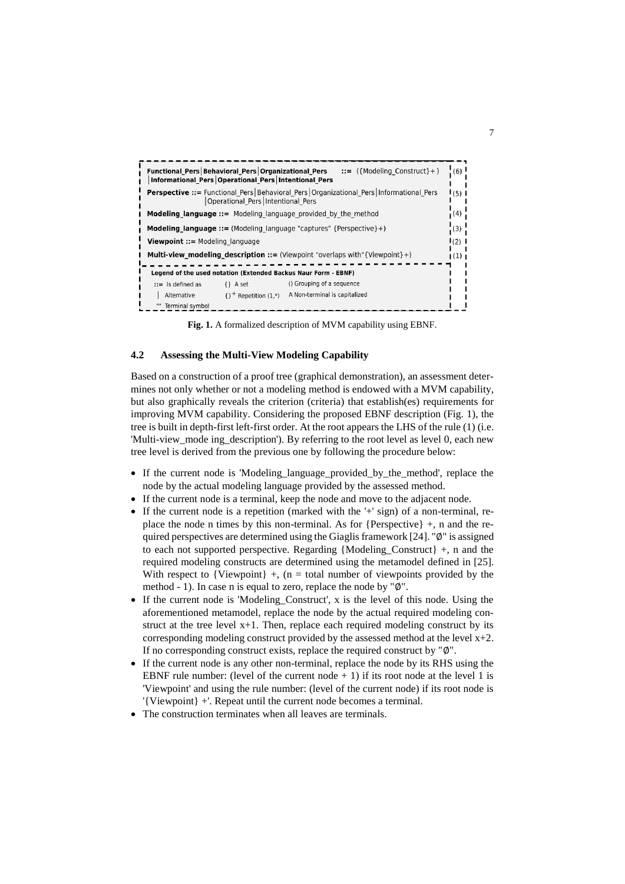```
Functional_Pers|Behavioral_Pers|Organizational_Pers   ::=  ({Modeling_Construct}+)   (6)
|Informational_Pers|Operational_Pers|Intentional_Pers
Perspective ::= Functional_Pers|Behavioral_Pers|Organizational_Pers|Informational_Pers   (5)
                |Operational_Pers|Intentional_Pers
Modeling_language ::=  Modeling_language_provided_by_the_method                           (4)
Modeling_language ::= (Modeling_language "captures" {Perspective}+)                       (3)
Viewpoint ::= Modeling_language                                                           (2)
Multi-view_modeling_description ::= (Viewpoint "overlaps with"{Viewpoint}+)               (1)

Legend of the used notation (Extended Backus Naur Form - EBNF)
 ::=  Is defined as      {}  A set                 () Grouping of a sequence
  |   Alternative        {}+ Repetition (1,*)      A Non-terminal is capitalized
 ""   Terminal symbol
```

**Fig. 1.** A formalized description of MVM capability using EBNF.

### 4.2 Assessing the Multi-View Modeling Capability

Based on a construction of a proof tree (graphical demonstration), an assessment determines not only whether or not a modeling method is endowed with a MVM capability, but also graphically reveals the criterion (criteria) that establish(es) requirements for improving MVM capability. Considering the proposed EBNF description (Fig. 1), the tree is built in depth-first left-first order. At the root appears the LHS of the rule (1) (i.e. 'Multi-view_mode ing_description'). By referring to the root level as level 0, each new tree level is derived from the previous one by following the procedure below:

- If the current node is 'Modeling_language_provided_by_the_method', replace the node by the actual modeling language provided by the assessed method.
- If the current node is a terminal, keep the node and move to the adjacent node.
- If the current node is a repetition (marked with the '+' sign) of a non-terminal, replace the node n times by this non-terminal. As for {Perspective} +, n and the required perspectives are determined using the Giaglis framework [24]. "∅" is assigned to each not supported perspective. Regarding {Modeling_Construct} +, n and the required modeling constructs are determined using the metamodel defined in [25]. With respect to {Viewpoint} +, (n = total number of viewpoints provided by the method - 1). In case n is equal to zero, replace the node by "∅".
- If the current node is 'Modeling_Construct', x is the level of this node. Using the aforementioned metamodel, replace the node by the actual required modeling construct at the tree level x+1. Then, replace each required modeling construct by its corresponding modeling construct provided by the assessed method at the level x+2. If no corresponding construct exists, replace the required construct by "∅".
- If the current node is any other non-terminal, replace the node by its RHS using the EBNF rule number: (level of the current node + 1) if its root node at the level 1 is 'Viewpoint' and using the rule number: (level of the current node) if its root node is '{Viewpoint} +'. Repeat until the current node becomes a terminal.
- The construction terminates when all leaves are terminals.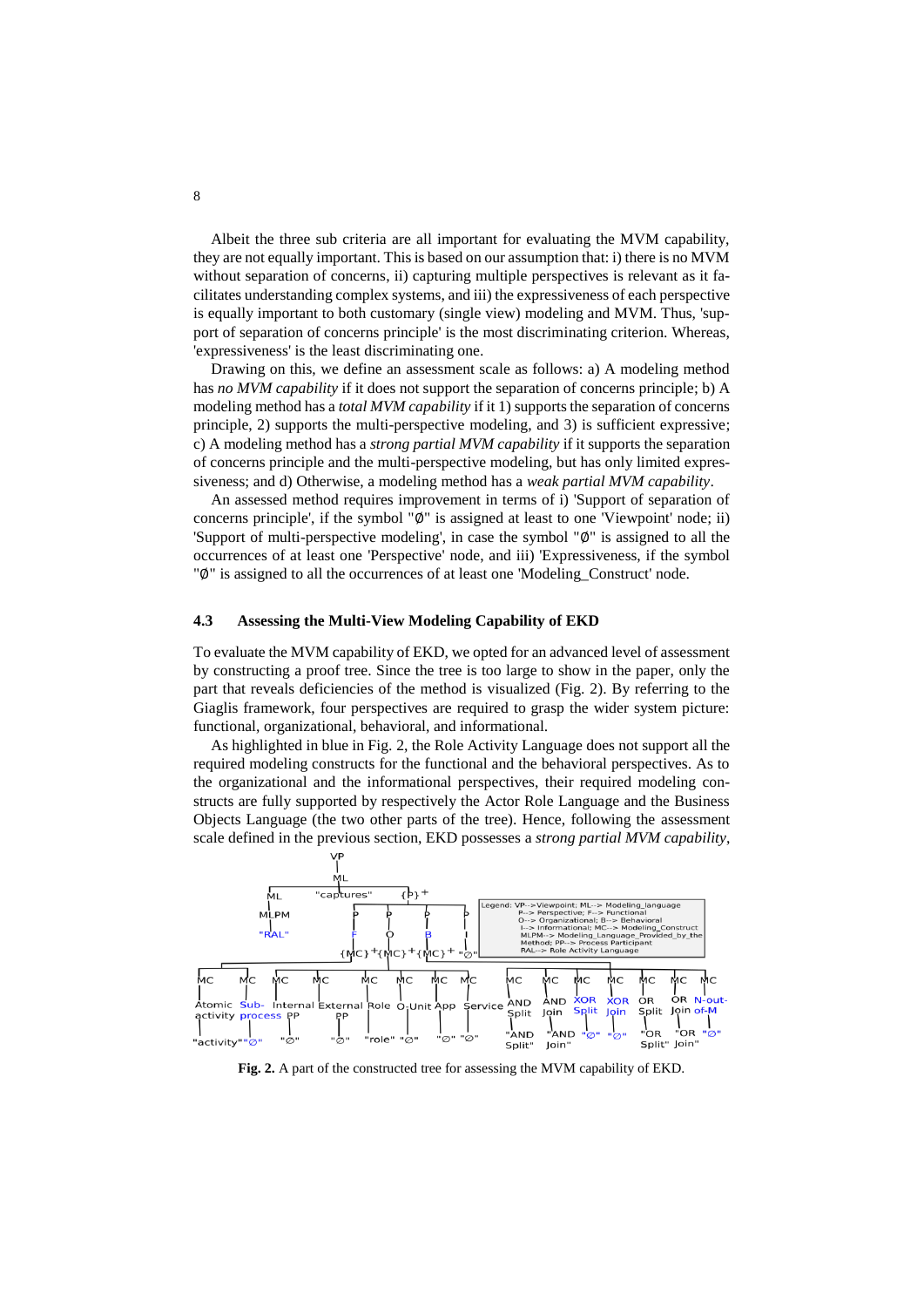Albeit the three sub criteria are all important for evaluating the MVM capability, they are not equally important. This is based on our assumption that: i) there is no MVM without separation of concerns, ii) capturing multiple perspectives is relevant as it facilitates understanding complex systems, and iii) the expressiveness of each perspective is equally important to both customary (single view) modeling and MVM. Thus, 'support of separation of concerns principle' is the most discriminating criterion. Whereas, 'expressiveness' is the least discriminating one.

Drawing on this, we define an assessment scale as follows: a) A modeling method has *no MVM capability* if it does not support the separation of concerns principle; b) A modeling method has a *total MVM capability* if it 1) supports the separation of concerns principle, 2) supports the multi-perspective modeling, and 3) is sufficient expressive; c) A modeling method has a *strong partial MVM capability* if it supports the separation of concerns principle and the multi-perspective modeling, but has only limited expressiveness; and d) Otherwise, a modeling method has a *weak partial MVM capability*.

An assessed method requires improvement in terms of i) 'Support of separation of concerns principle', if the symbol "∅" is assigned at least to one 'Viewpoint' node; ii) 'Support of multi-perspective modeling', in case the symbol "∅" is assigned to all the occurrences of at least one 'Perspective' node, and iii) 'Expressiveness, if the symbol "∅" is assigned to all the occurrences of at least one 'Modeling_Construct' node.

### 4.3 Assessing the Multi-View Modeling Capability of EKD

To evaluate the MVM capability of EKD, we opted for an advanced level of assessment by constructing a proof tree. Since the tree is too large to show in the paper, only the part that reveals deficiencies of the method is visualized (Fig. 2). By referring to the Giaglis framework, four perspectives are required to grasp the wider system picture: functional, organizational, behavioral, and informational.

As highlighted in blue in Fig. 2, the Role Activity Language does not support all the required modeling constructs for the functional and the behavioral perspectives. As to the organizational and the informational perspectives, their required modeling constructs are fully supported by respectively the Actor Role Language and the Business Objects Language (the two other parts of the tree). Hence, following the assessment scale defined in the previous section, EKD possesses a *strong partial MVM capability*,

**Fig. 2.** A part of the constructed tree for assessing the MVM capability of EKD.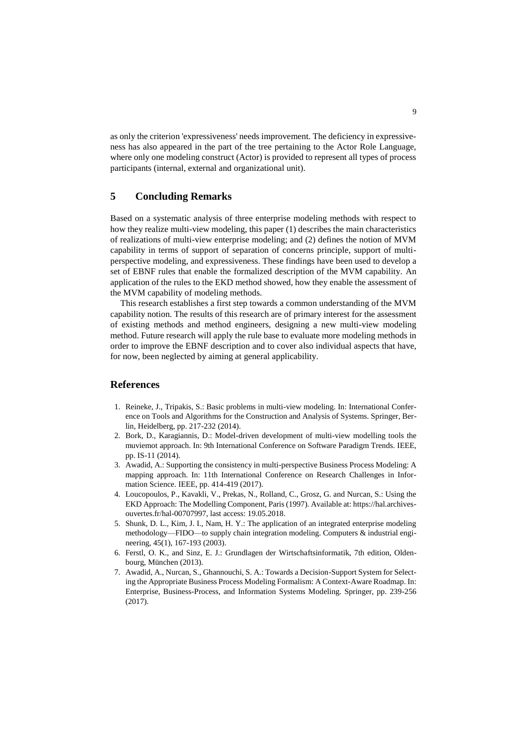as only the criterion 'expressiveness' needs improvement. The deficiency in expressiveness has also appeared in the part of the tree pertaining to the Actor Role Language, where only one modeling construct (Actor) is provided to represent all types of process participants (internal, external and organizational unit).

## 5 Concluding Remarks

Based on a systematic analysis of three enterprise modeling methods with respect to how they realize multi-view modeling, this paper (1) describes the main characteristics of realizations of multi-view enterprise modeling; and (2) defines the notion of MVM capability in terms of support of separation of concerns principle, support of multi-perspective modeling, and expressiveness. These findings have been used to develop a set of EBNF rules that enable the formalized description of the MVM capability. An application of the rules to the EKD method showed, how they enable the assessment of the MVM capability of modeling methods.

This research establishes a first step towards a common understanding of the MVM capability notion. The results of this research are of primary interest for the assessment of existing methods and method engineers, designing a new multi-view modeling method. Future research will apply the rule base to evaluate more modeling methods in order to improve the EBNF description and to cover also individual aspects that have, for now, been neglected by aiming at general applicability.

## References

1. Reineke, J., Tripakis, S.: Basic problems in multi-view modeling. In: International Conference on Tools and Algorithms for the Construction and Analysis of Systems. Springer, Berlin, Heidelberg, pp. 217-232 (2014).
2. Bork, D., Karagiannis, D.: Model-driven development of multi-view modelling tools the muviemot approach. In: 9th International Conference on Software Paradigm Trends. IEEE, pp. IS-11 (2014).
3. Awadid, A.: Supporting the consistency in multi-perspective Business Process Modeling: A mapping approach. In: 11th International Conference on Research Challenges in Information Science. IEEE, pp. 414-419 (2017).
4. Loucopoulos, P., Kavakli, V., Prekas, N., Rolland, C., Grosz, G. and Nurcan, S.: Using the EKD Approach: The Modelling Component, Paris (1997). Available at: https://hal.archives-ouvertes.fr/hal-00707997, last access: 19.05.2018.
5. Shunk, D. L., Kim, J. I., Nam, H. Y.: The application of an integrated enterprise modeling methodology—FIDO—to supply chain integration modeling. Computers & industrial engineering, 45(1), 167-193 (2003).
6. Ferstl, O. K., and Sinz, E. J.: Grundlagen der Wirtschaftsinformatik, 7th edition, Oldenbourg, München (2013).
7. Awadid, A., Nurcan, S., Ghannouchi, S. A.: Towards a Decision-Support System for Selecting the Appropriate Business Process Modeling Formalism: A Context-Aware Roadmap. In: Enterprise, Business-Process, and Information Systems Modeling. Springer, pp. 239-256 (2017).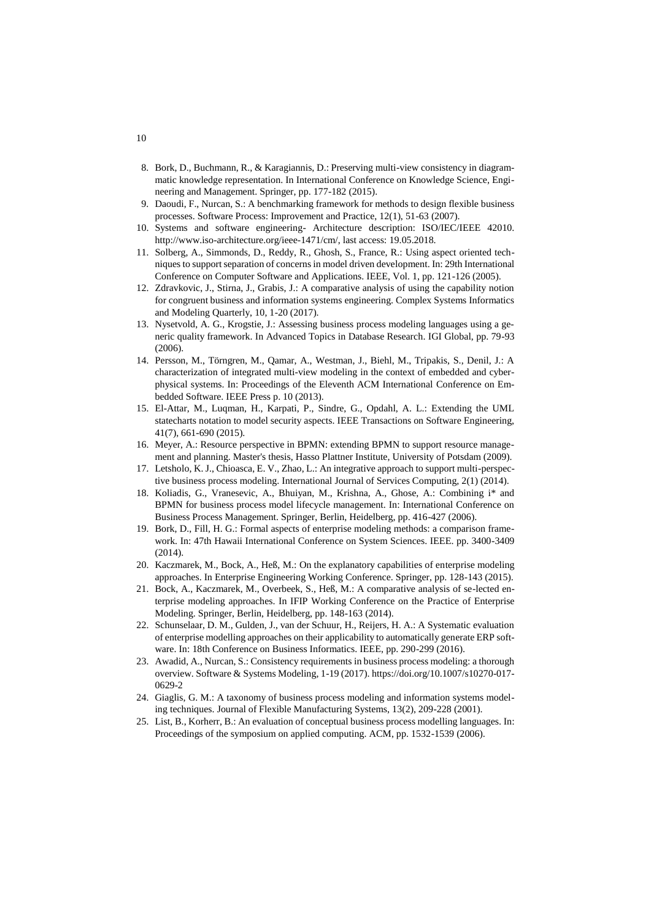8. Bork, D., Buchmann, R., & Karagiannis, D.: Preserving multi-view consistency in diagrammatic knowledge representation. In International Conference on Knowledge Science, Engineering and Management. Springer, pp. 177-182 (2015).
9. Daoudi, F., Nurcan, S.: A benchmarking framework for methods to design flexible business processes. Software Process: Improvement and Practice, 12(1), 51-63 (2007).
10. Systems and software engineering- Architecture description: ISO/IEC/IEEE 42010. http://www.iso-architecture.org/ieee-1471/cm/, last access: 19.05.2018.
11. Solberg, A., Simmonds, D., Reddy, R., Ghosh, S., France, R.: Using aspect oriented techniques to support separation of concerns in model driven development. In: 29th International Conference on Computer Software and Applications. IEEE, Vol. 1, pp. 121-126 (2005).
12. Zdravkovic, J., Stirna, J., Grabis, J.: A comparative analysis of using the capability notion for congruent business and information systems engineering. Complex Systems Informatics and Modeling Quarterly, 10, 1-20 (2017).
13. Nysetvold, A. G., Krogstie, J.: Assessing business process modeling languages using a generic quality framework. In Advanced Topics in Database Research. IGI Global, pp. 79-93 (2006).
14. Persson, M., Törngren, M., Qamar, A., Westman, J., Biehl, M., Tripakis, S., Denil, J.: A characterization of integrated multi-view modeling in the context of embedded and cyber-physical systems. In: Proceedings of the Eleventh ACM International Conference on Embedded Software. IEEE Press p. 10 (2013).
15. El-Attar, M., Luqman, H., Karpati, P., Sindre, G., Opdahl, A. L.: Extending the UML statecharts notation to model security aspects. IEEE Transactions on Software Engineering, 41(7), 661-690 (2015).
16. Meyer, A.: Resource perspective in BPMN: extending BPMN to support resource management and planning. Master's thesis, Hasso Plattner Institute, University of Potsdam (2009).
17. Letsholo, K. J., Chioasca, E. V., Zhao, L.: An integrative approach to support multi-perspective business process modeling. International Journal of Services Computing, 2(1) (2014).
18. Koliadis, G., Vranesevic, A., Bhuiyan, M., Krishna, A., Ghose, A.: Combining i* and BPMN for business process model lifecycle management. In: International Conference on Business Process Management. Springer, Berlin, Heidelberg, pp. 416-427 (2006).
19. Bork, D., Fill, H. G.: Formal aspects of enterprise modeling methods: a comparison framework. In: 47th Hawaii International Conference on System Sciences. IEEE. pp. 3400-3409 (2014).
20. Kaczmarek, M., Bock, A., Heß, M.: On the explanatory capabilities of enterprise modeling approaches. In Enterprise Engineering Working Conference. Springer, pp. 128-143 (2015).
21. Bock, A., Kaczmarek, M., Overbeek, S., Heß, M.: A comparative analysis of se-lected enterprise modeling approaches. In IFIP Working Conference on the Practice of Enterprise Modeling. Springer, Berlin, Heidelberg, pp. 148-163 (2014).
22. Schunselaar, D. M., Gulden, J., van der Schuur, H., Reijers, H. A.: A Systematic evaluation of enterprise modelling approaches on their applicability to automatically generate ERP software. In: 18th Conference on Business Informatics. IEEE, pp. 290-299 (2016).
23. Awadid, A., Nurcan, S.: Consistency requirements in business process modeling: a thorough overview. Software & Systems Modeling, 1-19 (2017). https://doi.org/10.1007/s10270-017-0629-2
24. Giaglis, G. M.: A taxonomy of business process modeling and information systems modeling techniques. Journal of Flexible Manufacturing Systems, 13(2), 209-228 (2001).
25. List, B., Korherr, B.: An evaluation of conceptual business process modelling languages. In: Proceedings of the symposium on applied computing. ACM, pp. 1532-1539 (2006).